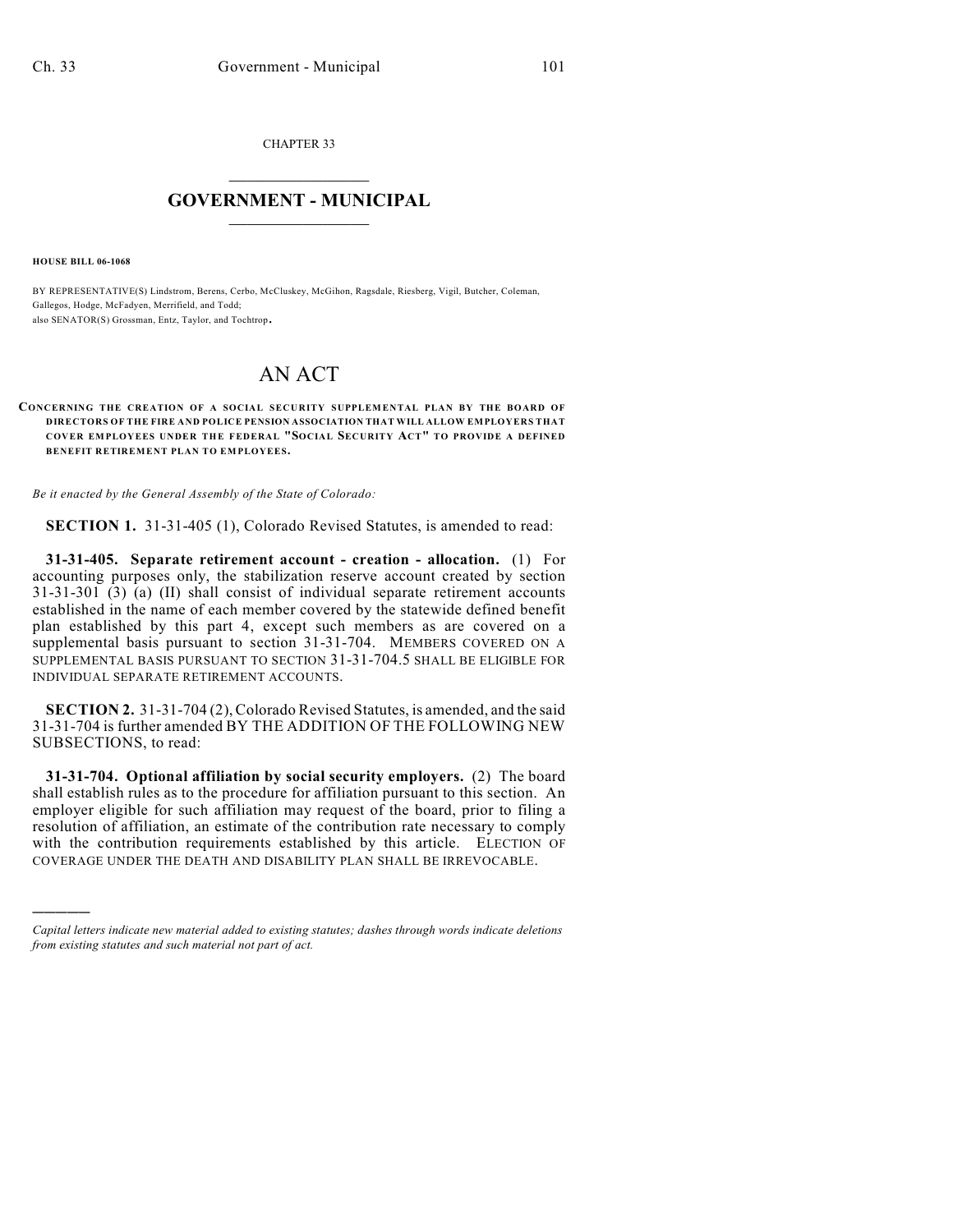CHAPTER 33

# GOVERNMENT - MUNICIPAL

**HOUSE BILL 06-1068**

BY REPRESENTATIVE(S) Lindstrom, Berens, Cerbo, McCluskey, McGihon, Ragsdale, Riesberg, Vigil, Butcher, Coleman, Gallegos, Hodge, McFadyen, Merrifield, and Todd;
also SENATOR(S) Grossman, Entz, Taylor, and Tochtrop.

# AN ACT

**CONCERNING THE CREATION OF A SOCIAL SECURITY SUPPLEMENTAL PLAN BY THE BOARD OF DIRECTORS OF THE FIRE AND POLICE PENSION ASSOCIATION THAT WILL ALLOW EMPLOYERS THAT COVER EMPLOYEES UNDER THE FEDERAL "SOCIAL SECURITY ACT" TO PROVIDE A DEFINED BENEFIT RETIREMENT PLAN TO EMPLOYEES.**

*Be it enacted by the General Assembly of the State of Colorado:*

**SECTION 1.** 31-31-405 (1), Colorado Revised Statutes, is amended to read:

**31-31-405. Separate retirement account - creation - allocation.** (1) For accounting purposes only, the stabilization reserve account created by section 31-31-301 (3) (a) (II) shall consist of individual separate retirement accounts established in the name of each member covered by the statewide defined benefit plan established by this part 4, except such members as are covered on a supplemental basis pursuant to section 31-31-704. MEMBERS COVERED ON A SUPPLEMENTAL BASIS PURSUANT TO SECTION 31-31-704.5 SHALL BE ELIGIBLE FOR INDIVIDUAL SEPARATE RETIREMENT ACCOUNTS.

**SECTION 2.** 31-31-704 (2), Colorado Revised Statutes, is amended, and the said 31-31-704 is further amended BY THE ADDITION OF THE FOLLOWING NEW SUBSECTIONS, to read:

**31-31-704. Optional affiliation by social security employers.** (2) The board shall establish rules as to the procedure for affiliation pursuant to this section. An employer eligible for such affiliation may request of the board, prior to filing a resolution of affiliation, an estimate of the contribution rate necessary to comply with the contribution requirements established by this article. ELECTION OF COVERAGE UNDER THE DEATH AND DISABILITY PLAN SHALL BE IRREVOCABLE.

---

*Capital letters indicate new material added to existing statutes; dashes through words indicate deletions from existing statutes and such material not part of act.*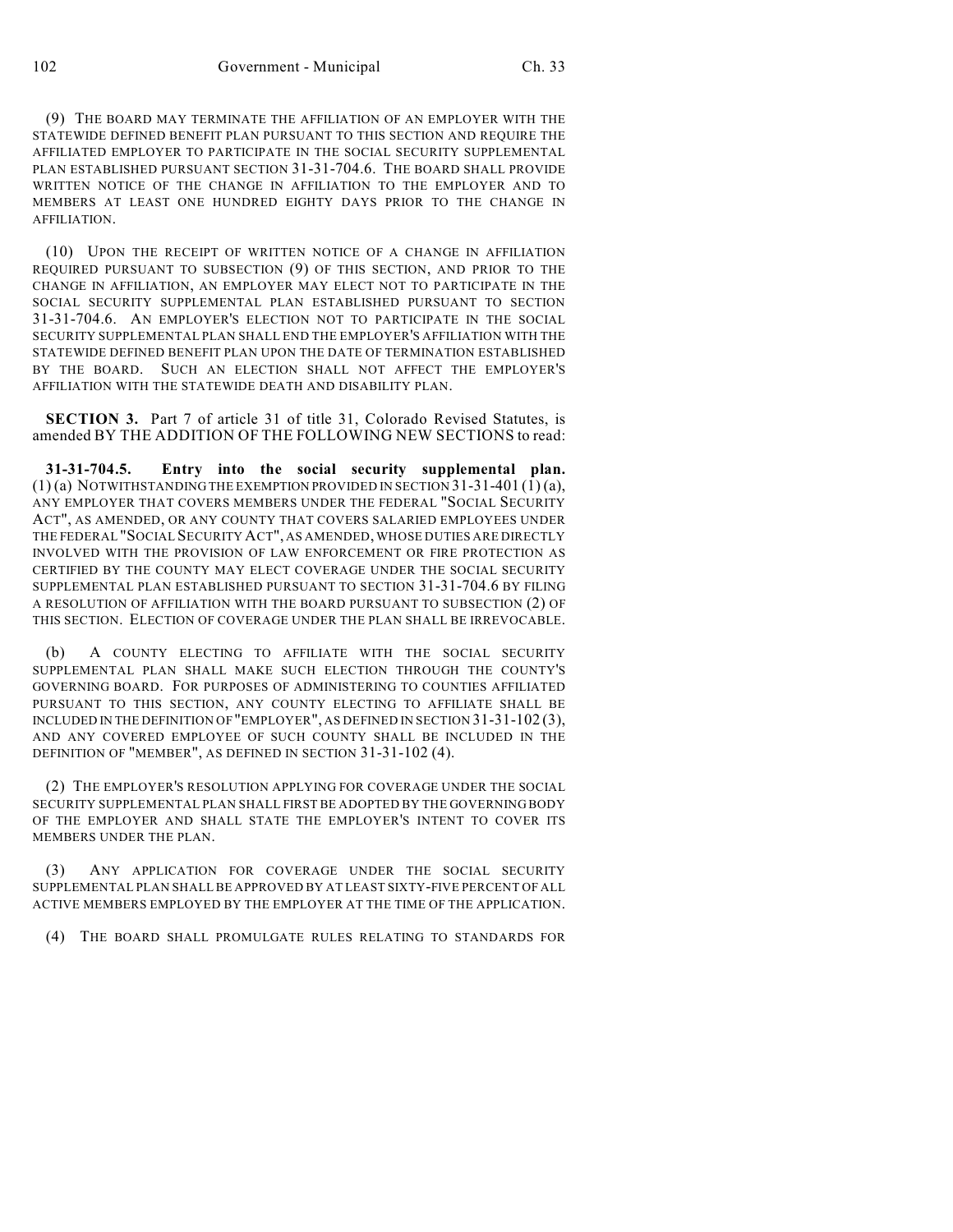(9) THE BOARD MAY TERMINATE THE AFFILIATION OF AN EMPLOYER WITH THE STATEWIDE DEFINED BENEFIT PLAN PURSUANT TO THIS SECTION AND REQUIRE THE AFFILIATED EMPLOYER TO PARTICIPATE IN THE SOCIAL SECURITY SUPPLEMENTAL PLAN ESTABLISHED PURSUANT SECTION 31-31-704.6. THE BOARD SHALL PROVIDE WRITTEN NOTICE OF THE CHANGE IN AFFILIATION TO THE EMPLOYER AND TO MEMBERS AT LEAST ONE HUNDRED EIGHTY DAYS PRIOR TO THE CHANGE IN AFFILIATION.

(10) UPON THE RECEIPT OF WRITTEN NOTICE OF A CHANGE IN AFFILIATION REQUIRED PURSUANT TO SUBSECTION (9) OF THIS SECTION, AND PRIOR TO THE CHANGE IN AFFILIATION, AN EMPLOYER MAY ELECT NOT TO PARTICIPATE IN THE SOCIAL SECURITY SUPPLEMENTAL PLAN ESTABLISHED PURSUANT TO SECTION 31-31-704.6. AN EMPLOYER'S ELECTION NOT TO PARTICIPATE IN THE SOCIAL SECURITY SUPPLEMENTAL PLAN SHALL END THE EMPLOYER'S AFFILIATION WITH THE STATEWIDE DEFINED BENEFIT PLAN UPON THE DATE OF TERMINATION ESTABLISHED BY THE BOARD. SUCH AN ELECTION SHALL NOT AFFECT THE EMPLOYER'S AFFILIATION WITH THE STATEWIDE DEATH AND DISABILITY PLAN.

**SECTION 3.** Part 7 of article 31 of title 31, Colorado Revised Statutes, is amended BY THE ADDITION OF THE FOLLOWING NEW SECTIONS to read:

**31-31-704.5. Entry into the social security supplemental plan.** (1) (a) NOTWITHSTANDING THE EXEMPTION PROVIDED IN SECTION 31-31-401 (1) (a), ANY EMPLOYER THAT COVERS MEMBERS UNDER THE FEDERAL "SOCIAL SECURITY ACT", AS AMENDED, OR ANY COUNTY THAT COVERS SALARIED EMPLOYEES UNDER THE FEDERAL "SOCIAL SECURITY ACT", AS AMENDED, WHOSE DUTIES ARE DIRECTLY INVOLVED WITH THE PROVISION OF LAW ENFORCEMENT OR FIRE PROTECTION AS CERTIFIED BY THE COUNTY MAY ELECT COVERAGE UNDER THE SOCIAL SECURITY SUPPLEMENTAL PLAN ESTABLISHED PURSUANT TO SECTION 31-31-704.6 BY FILING A RESOLUTION OF AFFILIATION WITH THE BOARD PURSUANT TO SUBSECTION (2) OF THIS SECTION. ELECTION OF COVERAGE UNDER THE PLAN SHALL BE IRREVOCABLE.

(b) A COUNTY ELECTING TO AFFILIATE WITH THE SOCIAL SECURITY SUPPLEMENTAL PLAN SHALL MAKE SUCH ELECTION THROUGH THE COUNTY'S GOVERNING BOARD. FOR PURPOSES OF ADMINISTERING TO COUNTIES AFFILIATED PURSUANT TO THIS SECTION, ANY COUNTY ELECTING TO AFFILIATE SHALL BE INCLUDED IN THE DEFINITION OF "EMPLOYER", AS DEFINED IN SECTION 31-31-102 (3), AND ANY COVERED EMPLOYEE OF SUCH COUNTY SHALL BE INCLUDED IN THE DEFINITION OF "MEMBER", AS DEFINED IN SECTION 31-31-102 (4).

(2) THE EMPLOYER'S RESOLUTION APPLYING FOR COVERAGE UNDER THE SOCIAL SECURITY SUPPLEMENTAL PLAN SHALL FIRST BE ADOPTED BY THE GOVERNING BODY OF THE EMPLOYER AND SHALL STATE THE EMPLOYER'S INTENT TO COVER ITS MEMBERS UNDER THE PLAN.

(3) ANY APPLICATION FOR COVERAGE UNDER THE SOCIAL SECURITY SUPPLEMENTAL PLAN SHALL BE APPROVED BY AT LEAST SIXTY-FIVE PERCENT OF ALL ACTIVE MEMBERS EMPLOYED BY THE EMPLOYER AT THE TIME OF THE APPLICATION.

(4) THE BOARD SHALL PROMULGATE RULES RELATING TO STANDARDS FOR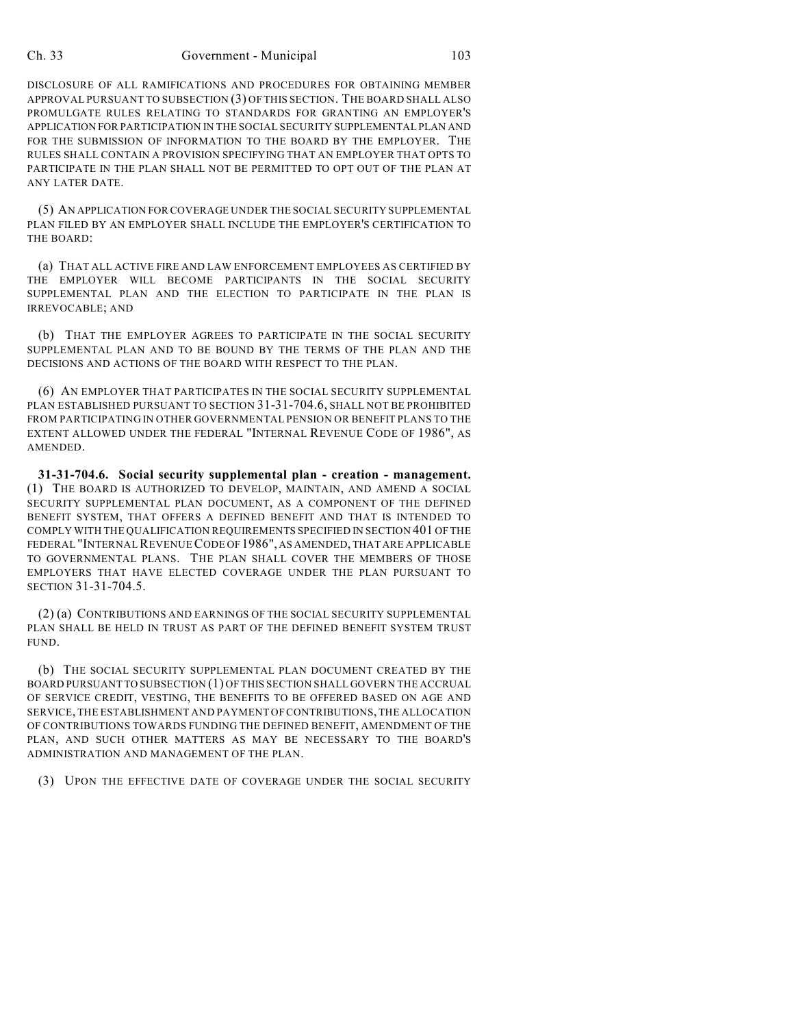DISCLOSURE OF ALL RAMIFICATIONS AND PROCEDURES FOR OBTAINING MEMBER APPROVAL PURSUANT TO SUBSECTION (3) OF THIS SECTION. THE BOARD SHALL ALSO PROMULGATE RULES RELATING TO STANDARDS FOR GRANTING AN EMPLOYER'S APPLICATION FOR PARTICIPATION IN THE SOCIAL SECURITY SUPPLEMENTAL PLAN AND FOR THE SUBMISSION OF INFORMATION TO THE BOARD BY THE EMPLOYER. THE RULES SHALL CONTAIN A PROVISION SPECIFYING THAT AN EMPLOYER THAT OPTS TO PARTICIPATE IN THE PLAN SHALL NOT BE PERMITTED TO OPT OUT OF THE PLAN AT ANY LATER DATE.

(5) AN APPLICATION FOR COVERAGE UNDER THE SOCIAL SECURITY SUPPLEMENTAL PLAN FILED BY AN EMPLOYER SHALL INCLUDE THE EMPLOYER'S CERTIFICATION TO THE BOARD:

(a) THAT ALL ACTIVE FIRE AND LAW ENFORCEMENT EMPLOYEES AS CERTIFIED BY THE EMPLOYER WILL BECOME PARTICIPANTS IN THE SOCIAL SECURITY SUPPLEMENTAL PLAN AND THE ELECTION TO PARTICIPATE IN THE PLAN IS IRREVOCABLE; AND

(b) THAT THE EMPLOYER AGREES TO PARTICIPATE IN THE SOCIAL SECURITY SUPPLEMENTAL PLAN AND TO BE BOUND BY THE TERMS OF THE PLAN AND THE DECISIONS AND ACTIONS OF THE BOARD WITH RESPECT TO THE PLAN.

(6) AN EMPLOYER THAT PARTICIPATES IN THE SOCIAL SECURITY SUPPLEMENTAL PLAN ESTABLISHED PURSUANT TO SECTION 31-31-704.6, SHALL NOT BE PROHIBITED FROM PARTICIPATING IN OTHER GOVERNMENTAL PENSION OR BENEFIT PLANS TO THE EXTENT ALLOWED UNDER THE FEDERAL "INTERNAL REVENUE CODE OF 1986", AS AMENDED.

**31-31-704.6. Social security supplemental plan - creation - management.** (1) THE BOARD IS AUTHORIZED TO DEVELOP, MAINTAIN, AND AMEND A SOCIAL SECURITY SUPPLEMENTAL PLAN DOCUMENT, AS A COMPONENT OF THE DEFINED BENEFIT SYSTEM, THAT OFFERS A DEFINED BENEFIT AND THAT IS INTENDED TO COMPLY WITH THE QUALIFICATION REQUIREMENTS SPECIFIED IN SECTION 401 OF THE FEDERAL "INTERNAL REVENUE CODE OF 1986", AS AMENDED, THAT ARE APPLICABLE TO GOVERNMENTAL PLANS. THE PLAN SHALL COVER THE MEMBERS OF THOSE EMPLOYERS THAT HAVE ELECTED COVERAGE UNDER THE PLAN PURSUANT TO SECTION 31-31-704.5.

(2) (a) CONTRIBUTIONS AND EARNINGS OF THE SOCIAL SECURITY SUPPLEMENTAL PLAN SHALL BE HELD IN TRUST AS PART OF THE DEFINED BENEFIT SYSTEM TRUST FUND.

(b) THE SOCIAL SECURITY SUPPLEMENTAL PLAN DOCUMENT CREATED BY THE BOARD PURSUANT TO SUBSECTION (1) OF THIS SECTION SHALL GOVERN THE ACCRUAL OF SERVICE CREDIT, VESTING, THE BENEFITS TO BE OFFERED BASED ON AGE AND SERVICE, THE ESTABLISHMENT AND PAYMENT OF CONTRIBUTIONS, THE ALLOCATION OF CONTRIBUTIONS TOWARDS FUNDING THE DEFINED BENEFIT, AMENDMENT OF THE PLAN, AND SUCH OTHER MATTERS AS MAY BE NECESSARY TO THE BOARD'S ADMINISTRATION AND MANAGEMENT OF THE PLAN.

(3) UPON THE EFFECTIVE DATE OF COVERAGE UNDER THE SOCIAL SECURITY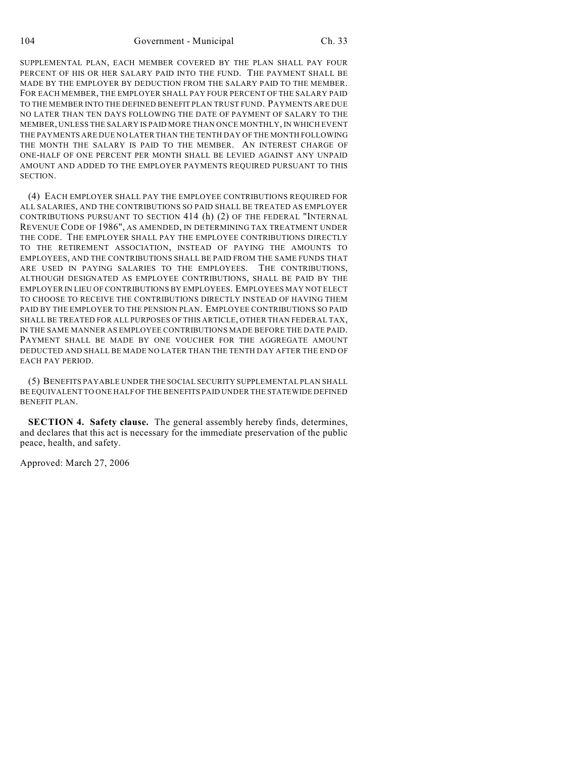SUPPLEMENTAL PLAN, EACH MEMBER COVERED BY THE PLAN SHALL PAY FOUR PERCENT OF HIS OR HER SALARY PAID INTO THE FUND. THE PAYMENT SHALL BE MADE BY THE EMPLOYER BY DEDUCTION FROM THE SALARY PAID TO THE MEMBER. FOR EACH MEMBER, THE EMPLOYER SHALL PAY FOUR PERCENT OF THE SALARY PAID TO THE MEMBER INTO THE DEFINED BENEFIT PLAN TRUST FUND. PAYMENTS ARE DUE NO LATER THAN TEN DAYS FOLLOWING THE DATE OF PAYMENT OF SALARY TO THE MEMBER, UNLESS THE SALARY IS PAID MORE THAN ONCE MONTHLY, IN WHICH EVENT THE PAYMENTS ARE DUE NO LATER THAN THE TENTH DAY OF THE MONTH FOLLOWING THE MONTH THE SALARY IS PAID TO THE MEMBER. AN INTEREST CHARGE OF ONE-HALF OF ONE PERCENT PER MONTH SHALL BE LEVIED AGAINST ANY UNPAID AMOUNT AND ADDED TO THE EMPLOYER PAYMENTS REQUIRED PURSUANT TO THIS SECTION.

(4) EACH EMPLOYER SHALL PAY THE EMPLOYEE CONTRIBUTIONS REQUIRED FOR ALL SALARIES, AND THE CONTRIBUTIONS SO PAID SHALL BE TREATED AS EMPLOYER CONTRIBUTIONS PURSUANT TO SECTION 414 (h) (2) OF THE FEDERAL "INTERNAL REVENUE CODE OF 1986", AS AMENDED, IN DETERMINING TAX TREATMENT UNDER THE CODE. THE EMPLOYER SHALL PAY THE EMPLOYEE CONTRIBUTIONS DIRECTLY TO THE RETIREMENT ASSOCIATION, INSTEAD OF PAYING THE AMOUNTS TO EMPLOYEES, AND THE CONTRIBUTIONS SHALL BE PAID FROM THE SAME FUNDS THAT ARE USED IN PAYING SALARIES TO THE EMPLOYEES. THE CONTRIBUTIONS, ALTHOUGH DESIGNATED AS EMPLOYEE CONTRIBUTIONS, SHALL BE PAID BY THE EMPLOYER IN LIEU OF CONTRIBUTIONS BY EMPLOYEES. EMPLOYEES MAY NOT ELECT TO CHOOSE TO RECEIVE THE CONTRIBUTIONS DIRECTLY INSTEAD OF HAVING THEM PAID BY THE EMPLOYER TO THE PENSION PLAN. EMPLOYEE CONTRIBUTIONS SO PAID SHALL BE TREATED FOR ALL PURPOSES OF THIS ARTICLE, OTHER THAN FEDERAL TAX, IN THE SAME MANNER AS EMPLOYEE CONTRIBUTIONS MADE BEFORE THE DATE PAID. PAYMENT SHALL BE MADE BY ONE VOUCHER FOR THE AGGREGATE AMOUNT DEDUCTED AND SHALL BE MADE NO LATER THAN THE TENTH DAY AFTER THE END OF EACH PAY PERIOD.

(5) BENEFITS PAYABLE UNDER THE SOCIAL SECURITY SUPPLEMENTAL PLAN SHALL BE EQUIVALENT TO ONE HALF OF THE BENEFITS PAID UNDER THE STATEWIDE DEFINED BENEFIT PLAN.

**SECTION 4. Safety clause.** The general assembly hereby finds, determines, and declares that this act is necessary for the immediate preservation of the public peace, health, and safety.

Approved: March 27, 2006